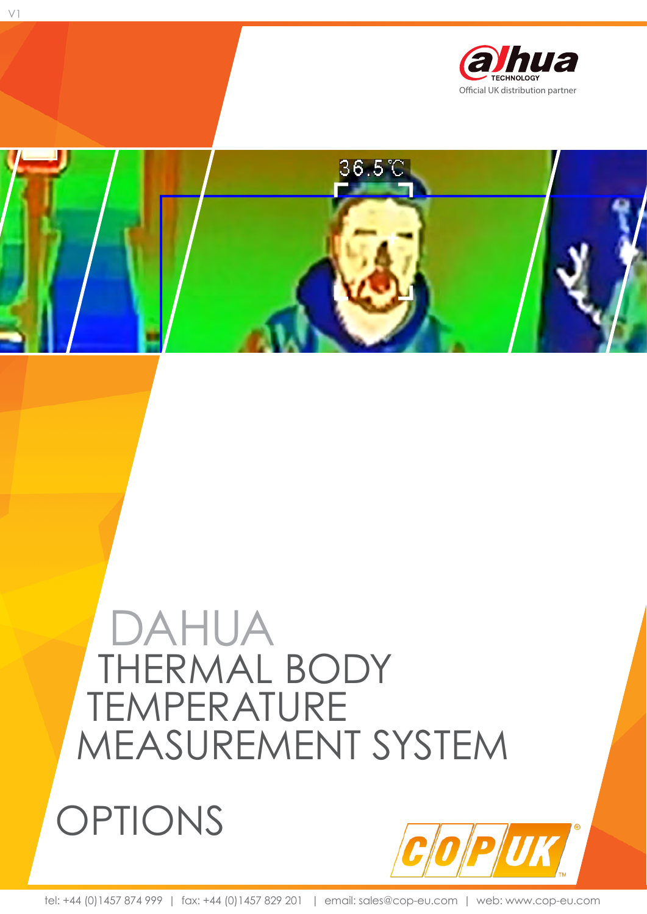V1

Official UK distribution partner

# DAHUA THERMAL BODY TEMPERATURE MEASUREMENT SYSTEM

# OPTIONS

tel: +44 (0)1457 874 999 | fax: +44 (0)1457 829 201 | email: sales@cop-eu.com | web: www.cop-eu.com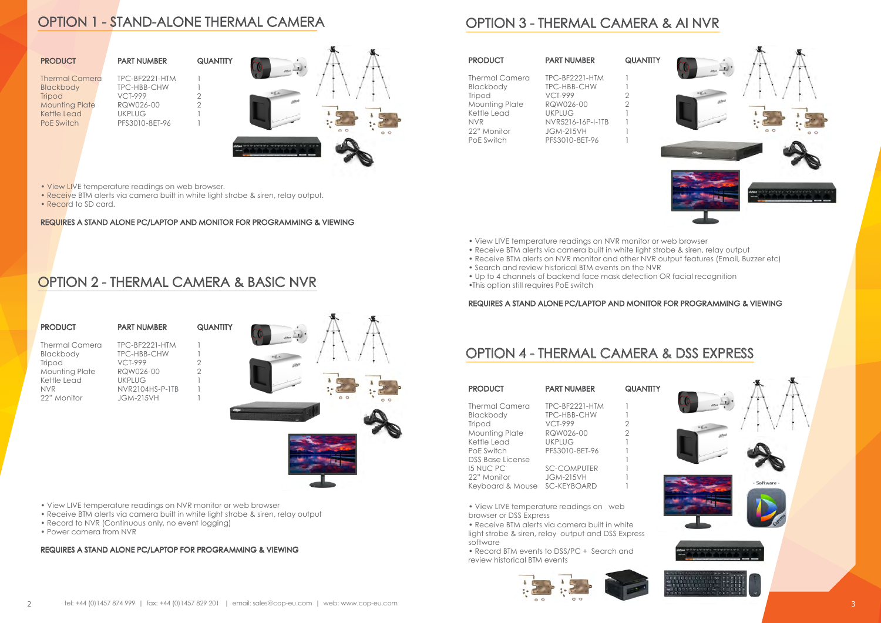# OPTION 1 - STAND-ALONE THERMAL CAMERA

| PRODUCT | PART NUMBER | QUANTITY |
|---|---|---|
| Thermal Camera | TPC-BF2221-HTM | 1 |
| Blackbody | TPC-HBB-CHW | 1 |
| Tripod | VCT-999 | 2 |
| Mounting Plate | RQW026-00 | 2 |
| Kettle Lead | UKPLUG | 1 |
| PoE Switch | PFS3010-8ET-96 | 1 |

- View LIVE temperature readings on web browser.
- Receive BTM alerts via camera built in white light strobe & siren, relay output.
- Record to SD card.

REQUIRES A STAND ALONE PC/LAPTOP AND MONITOR FOR PROGRAMMING & VIEWING

# OPTION 2 - THERMAL CAMERA & BASIC NVR

| PRODUCT | PART NUMBER | QUANTITY |
|---|---|---|
| Thermal Camera | TPC-BF2221-HTM | 1 |
| Blackbody | TPC-HBB-CHW | 1 |
| Tripod | VCT-999 | 2 |
| Mounting Plate | RQW026-00 | 2 |
| Kettle Lead | UKPLUG | 1 |
| NVR | NVR2104HS-P-1TB | 1 |
| 22" Monitor | JGM-215VH | 1 |

- View LIVE temperature readings on NVR monitor or web browser
- Receive BTM alerts via camera built in white light strobe & siren, relay output
- Record to NVR (Continuous only, no event logging)
- Power camera from NVR

REQUIRES A STAND ALONE PC/LAPTOP FOR PROGRAMMING & VIEWING

# OPTION 3 - THERMAL CAMERA & AI NVR

| PRODUCT | PART NUMBER | QUANTITY |
|---|---|---|
| Thermal Camera | TPC-BF2221-HTM | 1 |
| Blackbody | TPC-HBB-CHW | 1 |
| Tripod | VCT-999 | 2 |
| Mounting Plate | RQW026-00 | 2 |
| Kettle Lead | UKPLUG | 1 |
| NVR | NVR5216-16P-I-1TB | 1 |
| 22" Monitor | JGM-215VH | 1 |
| PoE Switch | PFS3010-8ET-96 | 1 |

- View LIVE temperature readings on NVR monitor or web browser
- Receive BTM alerts via camera built in white light strobe & siren, relay output
- Receive BTM alerts on NVR monitor and other NVR output features (Email, Buzzer etc)
- Search and review historical BTM events on the NVR
- Up to 4 channels of backend face mask detection OR facial recognition
- This option still requires PoE switch

REQUIRES A STAND ALONE PC/LAPTOP AND MONITOR FOR PROGRAMMING & VIEWING

# OPTION 4 - THERMAL CAMERA & DSS EXPRESS

| PRODUCT | PART NUMBER | QUANTITY |
|---|---|---|
| Thermal Camera | TPC-BF2221-HTM | 1 |
| Blackbody | TPC-HBB-CHW | 1 |
| Tripod | VCT-999 | 2 |
| Mounting Plate | RQW026-00 | 2 |
| Kettle Lead | UKPLUG | 1 |
| PoE Switch | PFS3010-8ET-96 | 1 |
| DSS Base License | | 1 |
| I5 NUC PC | SC-COMPUTER | 1 |
| 22" Monitor | JGM-215VH | 1 |
| Keyboard & Mouse | SC-KEYBOARD | 1 |

- View LIVE temperature readings on web browser or DSS Express
- Receive BTM alerts via camera built in white light strobe & siren, relay output and DSS Express software
- Record BTM events to DSS/PC + Search and review historical BTM events

tel: +44 (0)1457 874 999 | fax: +44 (0)1457 829 201 | email: sales@cop-eu.com | web: www.cop-eu.com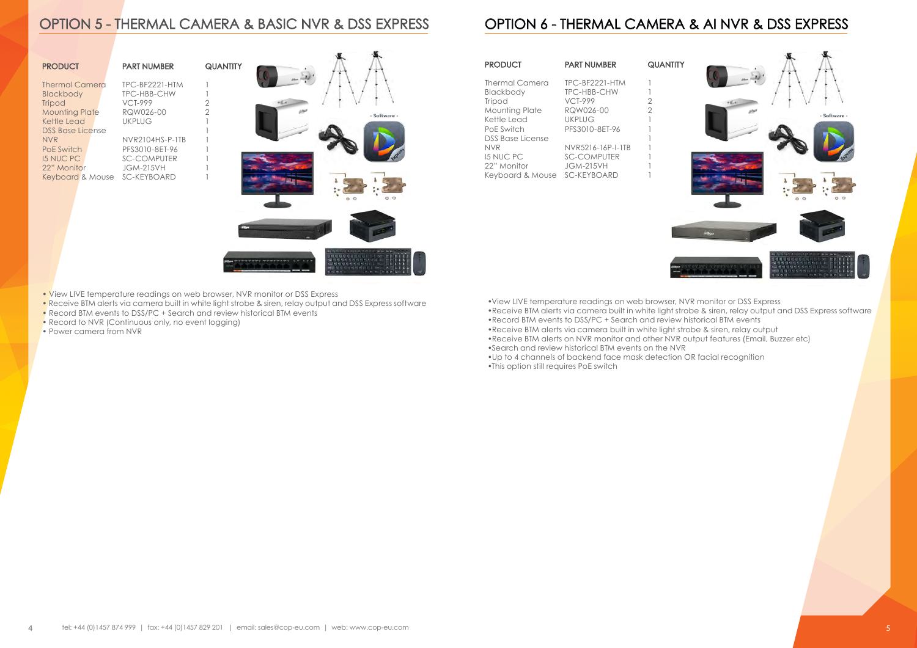## OPTION 5 - THERMAL CAMERA & BASIC NVR & DSS EXPRESS

| PRODUCT | PART NUMBER | QUANTITY |
| --- | --- | --- |
| Thermal Camera | TPC-BF2221-HTM | 1 |
| Blackbody | TPC-HBB-CHW | 1 |
| Tripod | VCT-999 | 2 |
| Mounting Plate | RQW026-00 | 2 |
| Kettle Lead | UKPLUG | 1 |
| DSS Base License | | 1 |
| NVR | NVR2104HS-P-1TB | 1 |
| PoE Switch | PFS3010-8ET-96 | 1 |
| I5 NUC PC | SC-COMPUTER | 1 |
| 22" Monitor | JGM-215VH | 1 |
| Keyboard & Mouse | SC-KEYBOARD | 1 |

- View LIVE temperature readings on web browser, NVR monitor or DSS Express
- Receive BTM alerts via camera built in white light strobe & siren, relay output and DSS Express software
- Record BTM events to DSS/PC + Search and review historical BTM events
- Record to NVR (Continuous only, no event logging)
- Power camera from NVR

## OPTION 6 - THERMAL CAMERA & AI NVR & DSS EXPRESS

| PRODUCT | PART NUMBER | QUANTITY |
| --- | --- | --- |
| Thermal Camera | TPC-BF2221-HTM | 1 |
| Blackbody | TPC-HBB-CHW | 1 |
| Tripod | VCT-999 | 2 |
| Mounting Plate | RQW026-00 | 2 |
| Kettle Lead | UKPLUG | 1 |
| PoE Switch | PFS3010-8ET-96 | 1 |
| DSS Base License | | 1 |
| NVR | NVR5216-16P-I-1TB | 1 |
| I5 NUC PC | SC-COMPUTER | 1 |
| 22" Monitor | JGM-215VH | 1 |
| Keyboard & Mouse | SC-KEYBOARD | 1 |

- View LIVE temperature readings on web browser, NVR monitor or DSS Express
- Receive BTM alerts via camera built in white light strobe & siren, relay output and DSS Express software
- Record BTM events to DSS/PC + Search and review historical BTM events
- Receive BTM alerts via camera built in white light strobe & siren, relay output
- Receive BTM alerts on NVR monitor and other NVR output features (Email, Buzzer etc)
- Search and review historical BTM events on the NVR
- Up to 4 channels of backend face mask detection OR facial recognition
- This option still requires PoE switch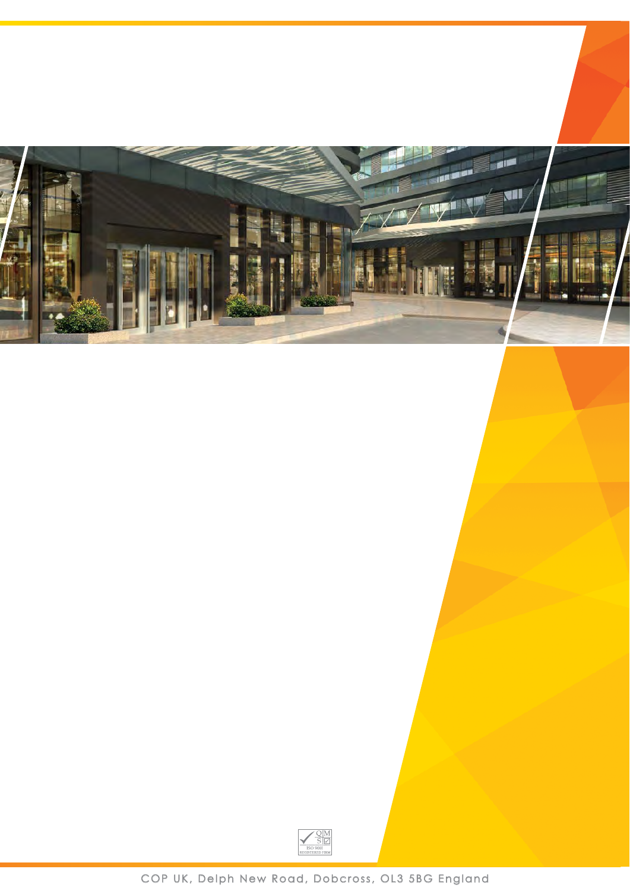ISO 9001 REGISTERED FIRM

COP UK, Delph New Road, Dobcross, OL3 5BG England